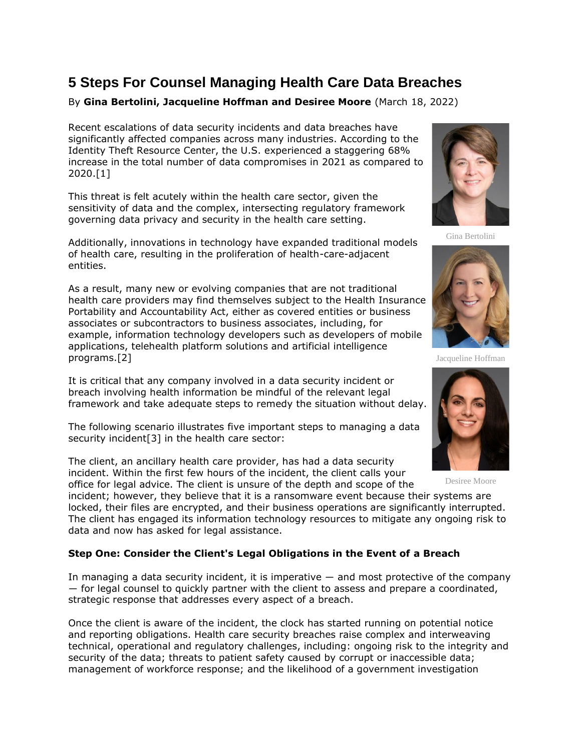# 5 Steps For Counsel Managing Health Care Data Breaches

By **Gina Bertolini, Jacqueline Hoffman and Desiree Moore** (March 18, 2022)

Recent escalations of data security incidents and data breaches have significantly affected companies across many industries. According to the Identity Theft Resource Center, the U.S. experienced a staggering 68% increase in the total number of data compromises in 2021 as compared to 2020.[1]

This threat is felt acutely within the health care sector, given the sensitivity of data and the complex, intersecting regulatory framework governing data privacy and security in the health care setting.

Additionally, innovations in technology have expanded traditional models of health care, resulting in the proliferation of health-care-adjacent entities.

As a result, many new or evolving companies that are not traditional health care providers may find themselves subject to the Health Insurance Portability and Accountability Act, either as covered entities or business associates or subcontractors to business associates, including, for example, information technology developers such as developers of mobile applications, telehealth platform solutions and artificial intelligence programs.[2]

It is critical that any company involved in a data security incident or breach involving health information be mindful of the relevant legal framework and take adequate steps to remedy the situation without delay.

The following scenario illustrates five important steps to managing a data security incident[3] in the health care sector:

The client, an ancillary health care provider, has had a data security incident. Within the first few hours of the incident, the client calls your office for legal advice. The client is unsure of the depth and scope of the incident; however, they believe that it is a ransomware event because their systems are locked, their files are encrypted, and their business operations are significantly interrupted. The client has engaged its information technology resources to mitigate any ongoing risk to data and now has asked for legal assistance.

Gina Bertolini

Jacqueline Hoffman

Desiree Moore

**Step One: Consider the Client's Legal Obligations in the Event of a Breach**

In managing a data security incident, it is imperative — and most protective of the company — for legal counsel to quickly partner with the client to assess and prepare a coordinated, strategic response that addresses every aspect of a breach.

Once the client is aware of the incident, the clock has started running on potential notice and reporting obligations. Health care security breaches raise complex and interweaving technical, operational and regulatory challenges, including: ongoing risk to the integrity and security of the data; threats to patient safety caused by corrupt or inaccessible data; management of workforce response; and the likelihood of a government investigation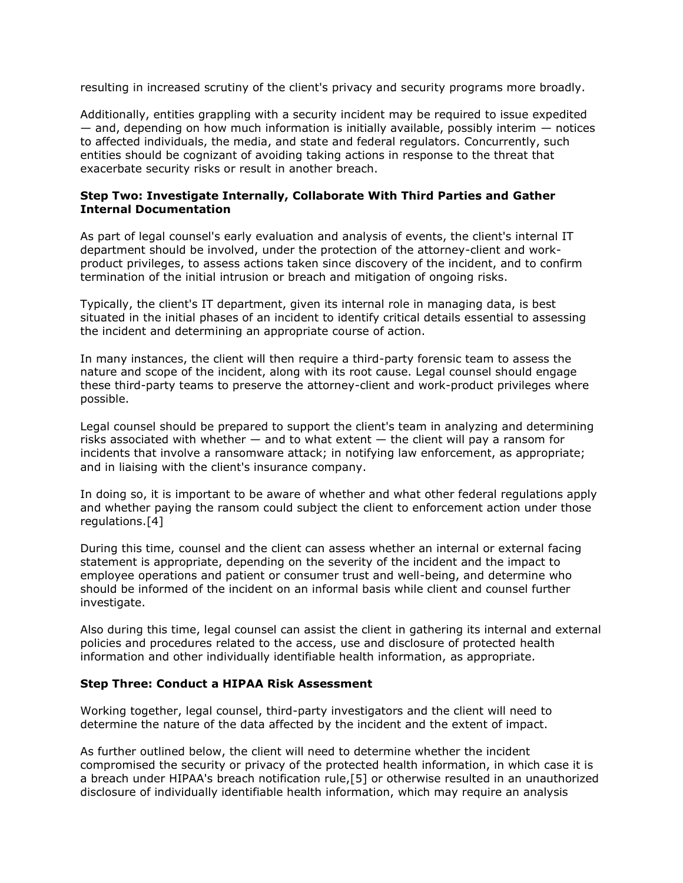resulting in increased scrutiny of the client's privacy and security programs more broadly.

Additionally, entities grappling with a security incident may be required to issue expedited — and, depending on how much information is initially available, possibly interim — notices to affected individuals, the media, and state and federal regulators. Concurrently, such entities should be cognizant of avoiding taking actions in response to the threat that exacerbate security risks or result in another breach.

**Step Two: Investigate Internally, Collaborate With Third Parties and Gather Internal Documentation**

As part of legal counsel's early evaluation and analysis of events, the client's internal IT department should be involved, under the protection of the attorney-client and work-product privileges, to assess actions taken since discovery of the incident, and to confirm termination of the initial intrusion or breach and mitigation of ongoing risks.

Typically, the client's IT department, given its internal role in managing data, is best situated in the initial phases of an incident to identify critical details essential to assessing the incident and determining an appropriate course of action.

In many instances, the client will then require a third-party forensic team to assess the nature and scope of the incident, along with its root cause. Legal counsel should engage these third-party teams to preserve the attorney-client and work-product privileges where possible.

Legal counsel should be prepared to support the client's team in analyzing and determining risks associated with whether — and to what extent — the client will pay a ransom for incidents that involve a ransomware attack; in notifying law enforcement, as appropriate; and in liaising with the client's insurance company.

In doing so, it is important to be aware of whether and what other federal regulations apply and whether paying the ransom could subject the client to enforcement action under those regulations.[4]

During this time, counsel and the client can assess whether an internal or external facing statement is appropriate, depending on the severity of the incident and the impact to employee operations and patient or consumer trust and well-being, and determine who should be informed of the incident on an informal basis while client and counsel further investigate.

Also during this time, legal counsel can assist the client in gathering its internal and external policies and procedures related to the access, use and disclosure of protected health information and other individually identifiable health information, as appropriate.

**Step Three: Conduct a HIPAA Risk Assessment**

Working together, legal counsel, third-party investigators and the client will need to determine the nature of the data affected by the incident and the extent of impact.

As further outlined below, the client will need to determine whether the incident compromised the security or privacy of the protected health information, in which case it is a breach under HIPAA's breach notification rule,[5] or otherwise resulted in an unauthorized disclosure of individually identifiable health information, which may require an analysis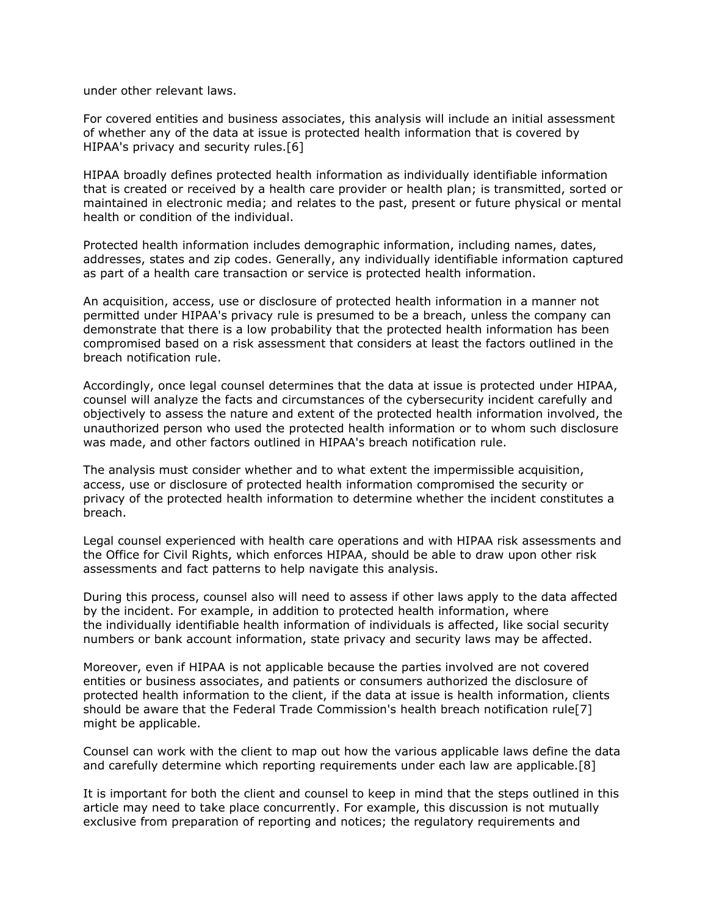under other relevant laws.

For covered entities and business associates, this analysis will include an initial assessment of whether any of the data at issue is protected health information that is covered by HIPAA's privacy and security rules.[6]

HIPAA broadly defines protected health information as individually identifiable information that is created or received by a health care provider or health plan; is transmitted, sorted or maintained in electronic media; and relates to the past, present or future physical or mental health or condition of the individual.

Protected health information includes demographic information, including names, dates, addresses, states and zip codes. Generally, any individually identifiable information captured as part of a health care transaction or service is protected health information.

An acquisition, access, use or disclosure of protected health information in a manner not permitted under HIPAA's privacy rule is presumed to be a breach, unless the company can demonstrate that there is a low probability that the protected health information has been compromised based on a risk assessment that considers at least the factors outlined in the breach notification rule.

Accordingly, once legal counsel determines that the data at issue is protected under HIPAA, counsel will analyze the facts and circumstances of the cybersecurity incident carefully and objectively to assess the nature and extent of the protected health information involved, the unauthorized person who used the protected health information or to whom such disclosure was made, and other factors outlined in HIPAA's breach notification rule.

The analysis must consider whether and to what extent the impermissible acquisition, access, use or disclosure of protected health information compromised the security or privacy of the protected health information to determine whether the incident constitutes a breach.

Legal counsel experienced with health care operations and with HIPAA risk assessments and the Office for Civil Rights, which enforces HIPAA, should be able to draw upon other risk assessments and fact patterns to help navigate this analysis.

During this process, counsel also will need to assess if other laws apply to the data affected by the incident. For example, in addition to protected health information, where the individually identifiable health information of individuals is affected, like social security numbers or bank account information, state privacy and security laws may be affected.

Moreover, even if HIPAA is not applicable because the parties involved are not covered entities or business associates, and patients or consumers authorized the disclosure of protected health information to the client, if the data at issue is health information, clients should be aware that the Federal Trade Commission's health breach notification rule[7] might be applicable.

Counsel can work with the client to map out how the various applicable laws define the data and carefully determine which reporting requirements under each law are applicable.[8]

It is important for both the client and counsel to keep in mind that the steps outlined in this article may need to take place concurrently. For example, this discussion is not mutually exclusive from preparation of reporting and notices; the regulatory requirements and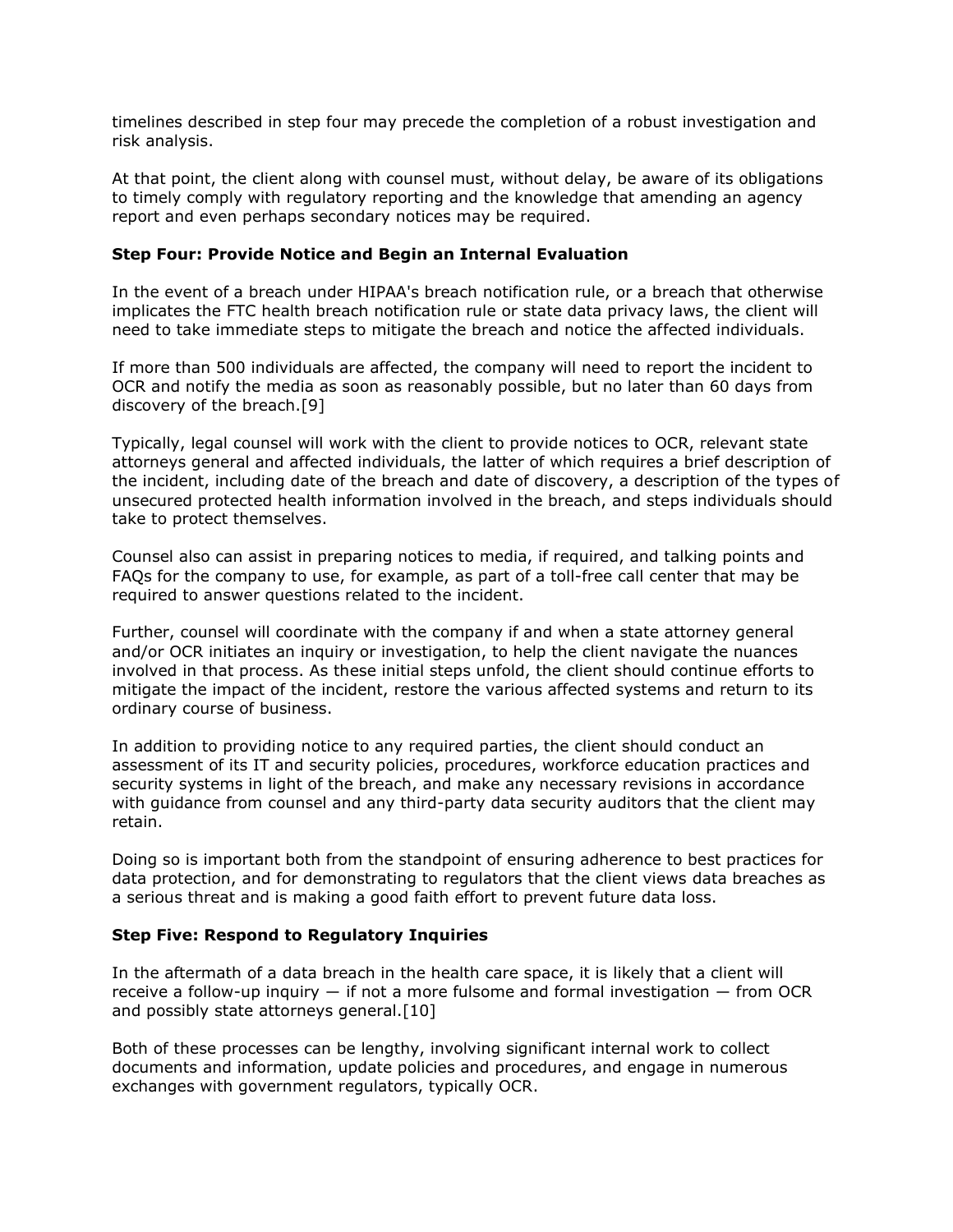timelines described in step four may precede the completion of a robust investigation and risk analysis.

At that point, the client along with counsel must, without delay, be aware of its obligations to timely comply with regulatory reporting and the knowledge that amending an agency report and even perhaps secondary notices may be required.

**Step Four: Provide Notice and Begin an Internal Evaluation**

In the event of a breach under HIPAA's breach notification rule, or a breach that otherwise implicates the FTC health breach notification rule or state data privacy laws, the client will need to take immediate steps to mitigate the breach and notice the affected individuals.

If more than 500 individuals are affected, the company will need to report the incident to OCR and notify the media as soon as reasonably possible, but no later than 60 days from discovery of the breach.[9]

Typically, legal counsel will work with the client to provide notices to OCR, relevant state attorneys general and affected individuals, the latter of which requires a brief description of the incident, including date of the breach and date of discovery, a description of the types of unsecured protected health information involved in the breach, and steps individuals should take to protect themselves.

Counsel also can assist in preparing notices to media, if required, and talking points and FAQs for the company to use, for example, as part of a toll-free call center that may be required to answer questions related to the incident.

Further, counsel will coordinate with the company if and when a state attorney general and/or OCR initiates an inquiry or investigation, to help the client navigate the nuances involved in that process. As these initial steps unfold, the client should continue efforts to mitigate the impact of the incident, restore the various affected systems and return to its ordinary course of business.

In addition to providing notice to any required parties, the client should conduct an assessment of its IT and security policies, procedures, workforce education practices and security systems in light of the breach, and make any necessary revisions in accordance with guidance from counsel and any third-party data security auditors that the client may retain.

Doing so is important both from the standpoint of ensuring adherence to best practices for data protection, and for demonstrating to regulators that the client views data breaches as a serious threat and is making a good faith effort to prevent future data loss.

**Step Five: Respond to Regulatory Inquiries**

In the aftermath of a data breach in the health care space, it is likely that a client will receive a follow-up inquiry — if not a more fulsome and formal investigation — from OCR and possibly state attorneys general.[10]

Both of these processes can be lengthy, involving significant internal work to collect documents and information, update policies and procedures, and engage in numerous exchanges with government regulators, typically OCR.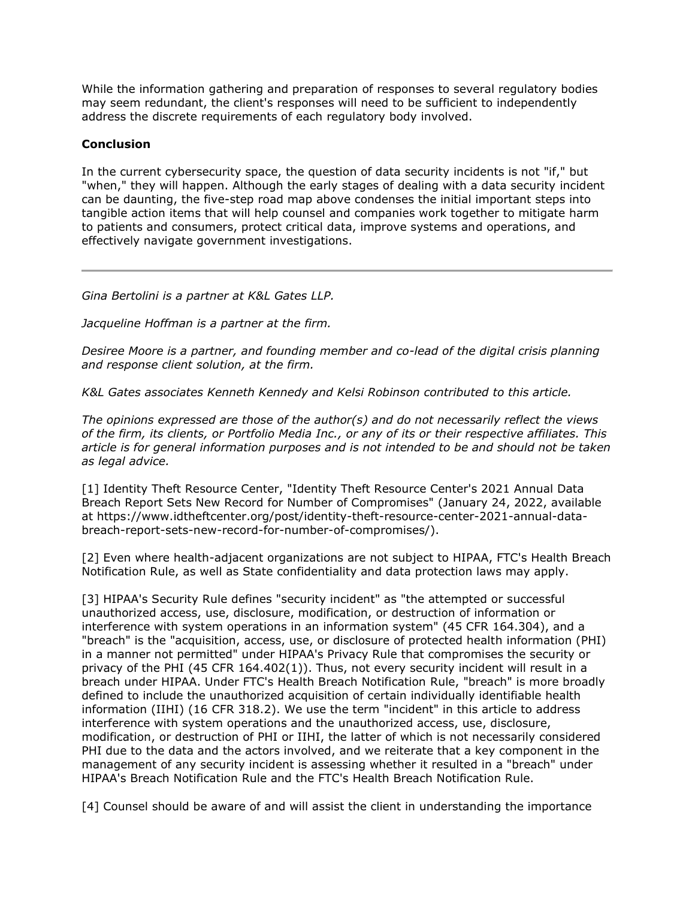While the information gathering and preparation of responses to several regulatory bodies may seem redundant, the client's responses will need to be sufficient to independently address the discrete requirements of each regulatory body involved.

**Conclusion**

In the current cybersecurity space, the question of data security incidents is not "if," but "when," they will happen. Although the early stages of dealing with a data security incident can be daunting, the five-step road map above condenses the initial important steps into tangible action items that will help counsel and companies work together to mitigate harm to patients and consumers, protect critical data, improve systems and operations, and effectively navigate government investigations.

---

*Gina Bertolini is a partner at K&L Gates LLP.*

*Jacqueline Hoffman is a partner at the firm.*

*Desiree Moore is a partner, and founding member and co-lead of the digital crisis planning and response client solution, at the firm.*

*K&L Gates associates Kenneth Kennedy and Kelsi Robinson contributed to this article.*

*The opinions expressed are those of the author(s) and do not necessarily reflect the views of the firm, its clients, or Portfolio Media Inc., or any of its or their respective affiliates. This article is for general information purposes and is not intended to be and should not be taken as legal advice.*

[1] Identity Theft Resource Center, "Identity Theft Resource Center's 2021 Annual Data Breach Report Sets New Record for Number of Compromises" (January 24, 2022, available at https://www.idtheftcenter.org/post/identity-theft-resource-center-2021-annual-data-breach-report-sets-new-record-for-number-of-compromises/).

[2] Even where health-adjacent organizations are not subject to HIPAA, FTC's Health Breach Notification Rule, as well as State confidentiality and data protection laws may apply.

[3] HIPAA's Security Rule defines "security incident" as "the attempted or successful unauthorized access, use, disclosure, modification, or destruction of information or interference with system operations in an information system" (45 CFR 164.304), and a "breach" is the "acquisition, access, use, or disclosure of protected health information (PHI) in a manner not permitted" under HIPAA's Privacy Rule that compromises the security or privacy of the PHI (45 CFR 164.402(1)). Thus, not every security incident will result in a breach under HIPAA. Under FTC's Health Breach Notification Rule, "breach" is more broadly defined to include the unauthorized acquisition of certain individually identifiable health information (IIHI) (16 CFR 318.2). We use the term "incident" in this article to address interference with system operations and the unauthorized access, use, disclosure, modification, or destruction of PHI or IIHI, the latter of which is not necessarily considered PHI due to the data and the actors involved, and we reiterate that a key component in the management of any security incident is assessing whether it resulted in a "breach" under HIPAA's Breach Notification Rule and the FTC's Health Breach Notification Rule.

[4] Counsel should be aware of and will assist the client in understanding the importance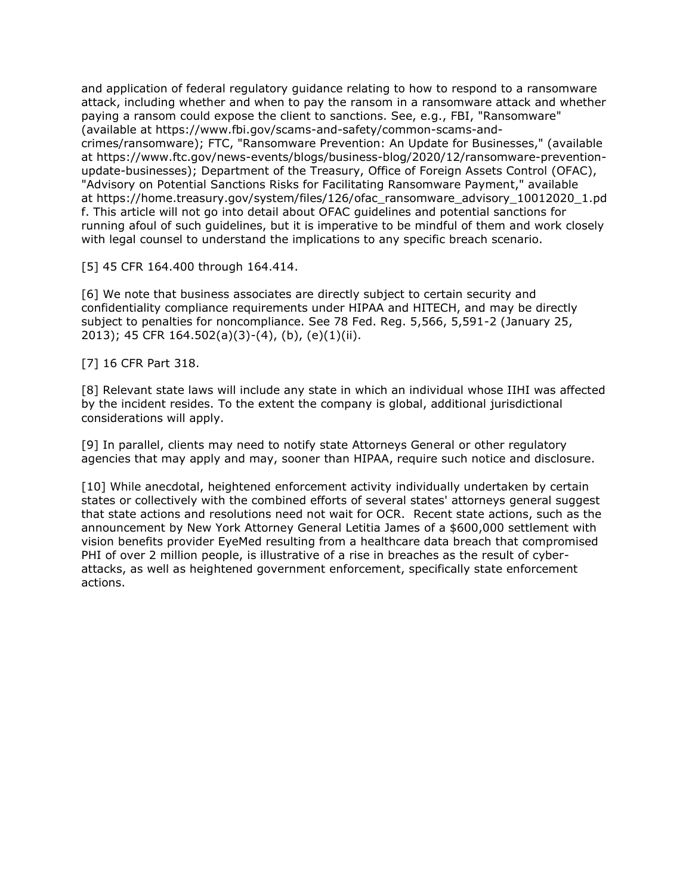and application of federal regulatory guidance relating to how to respond to a ransomware attack, including whether and when to pay the ransom in a ransomware attack and whether paying a ransom could expose the client to sanctions. See, e.g., FBI, "Ransomware" (available at https://www.fbi.gov/scams-and-safety/common-scams-and-crimes/ransomware); FTC, "Ransomware Prevention: An Update for Businesses," (available at https://www.ftc.gov/news-events/blogs/business-blog/2020/12/ransomware-prevention-update-businesses); Department of the Treasury, Office of Foreign Assets Control (OFAC), "Advisory on Potential Sanctions Risks for Facilitating Ransomware Payment," available at https://home.treasury.gov/system/files/126/ofac_ransomware_advisory_10012020_1.pdf. This article will not go into detail about OFAC guidelines and potential sanctions for running afoul of such guidelines, but it is imperative to be mindful of them and work closely with legal counsel to understand the implications to any specific breach scenario.

[5] 45 CFR 164.400 through 164.414.

[6] We note that business associates are directly subject to certain security and confidentiality compliance requirements under HIPAA and HITECH, and may be directly subject to penalties for noncompliance. See 78 Fed. Reg. 5,566, 5,591-2 (January 25, 2013); 45 CFR 164.502(a)(3)-(4), (b), (e)(1)(ii).

[7] 16 CFR Part 318.

[8] Relevant state laws will include any state in which an individual whose IIHI was affected by the incident resides. To the extent the company is global, additional jurisdictional considerations will apply.

[9] In parallel, clients may need to notify state Attorneys General or other regulatory agencies that may apply and may, sooner than HIPAA, require such notice and disclosure.

[10] While anecdotal, heightened enforcement activity individually undertaken by certain states or collectively with the combined efforts of several states' attorneys general suggest that state actions and resolutions need not wait for OCR. Recent state actions, such as the announcement by New York Attorney General Letitia James of a $600,000 settlement with vision benefits provider EyeMed resulting from a healthcare data breach that compromised PHI of over 2 million people, is illustrative of a rise in breaches as the result of cyber-attacks, as well as heightened government enforcement, specifically state enforcement actions.